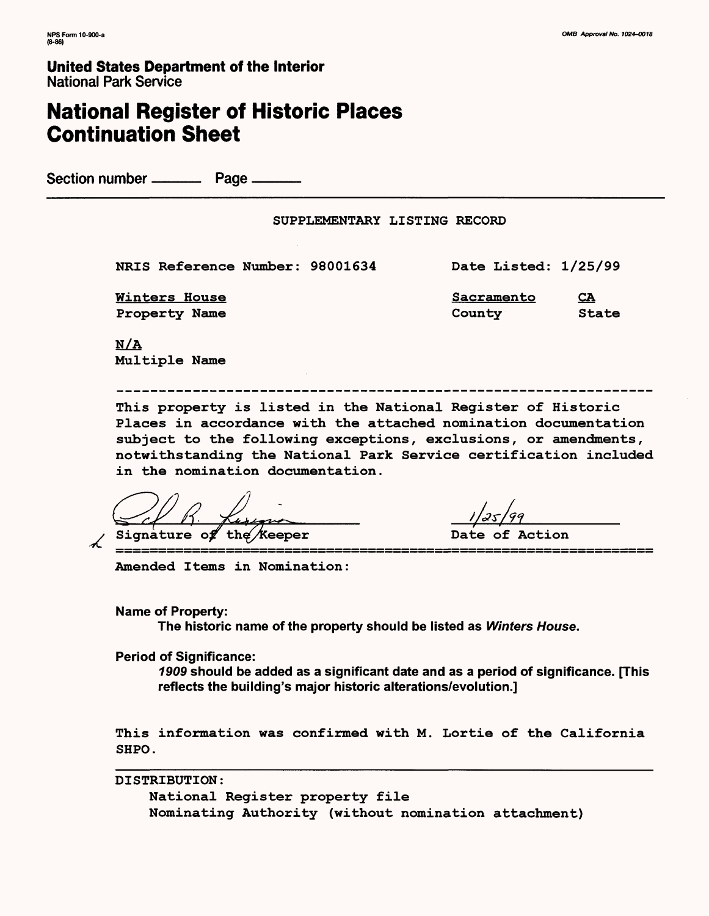NPS Form 10-900-a
(8-86)

OMB Approval No. 1024-0018

**United States Department of the Interior**
National Park Service

# National Register of Historic Places Continuation Sheet

Section number ______ Page ______

SUPPLEMENTARY LISTING RECORD

NRIS Reference Number: 98001634 Date Listed: 1/25/99

| Winters House | Sacramento | CA |
|---|---|---|
| Property Name | County | State |

N/A
Multiple Name

---

This property is listed in the National Register of Historic Places in accordance with the attached nomination documentation subject to the following exceptions, exclusions, or amendments, notwithstanding the National Park Service certification included in the nomination documentation.

Signature of the Keeper — 1/25/99 Date of Action

---

Amended Items in Nomination:

**Name of Property:**
**The historic name of the property should be listed as *Winters House*.**

**Period of Significance:**
***1909* should be added as a significant date and as a period of significance. [This reflects the building's major historic alterations/evolution.]**

This information was confirmed with M. Lortie of the California SHPO.

---

DISTRIBUTION:
National Register property file
Nominating Authority (without nomination attachment)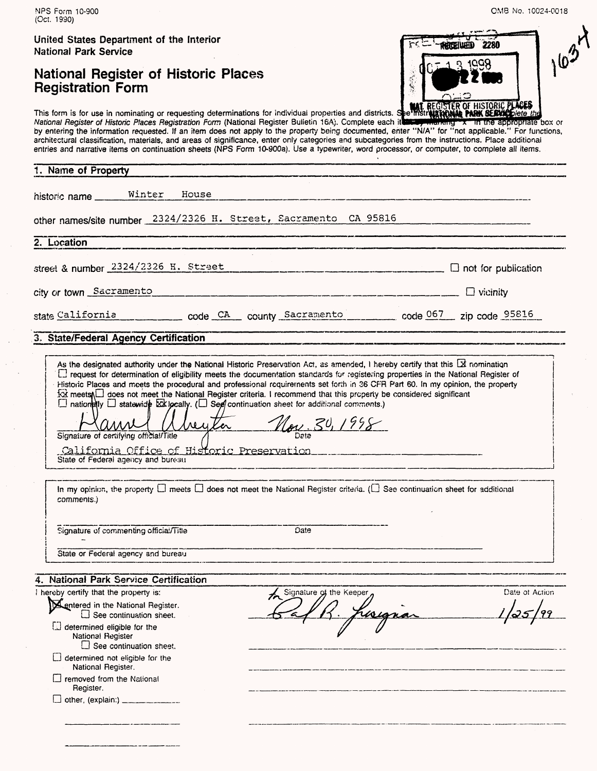NPS Form 10-900
(Oct. 1990)

OMB No. 10024-0018

United States Department of the Interior
National Park Service

# National Register of Historic Places Registration Form

RECEIVED 2280
OCT 13 1998
NAT. REGISTER OF HISTORIC PLACES
NATIONAL PARK SERVICE

1634

This form is for use in nominating or requesting determinations for individual properties and districts. See instructions in How to Complete the *National Register of Historic Places Registration Form* (National Register Bulletin 16A). Complete each item by marking "x" in the appropriate box or by entering the information requested. If an item does not apply to the property being documented, enter "N/A" for "not applicable." For functions, architectural classification, materials, and areas of significance, enter only categories and subcategories from the instructions. Place additional entries and narrative items on continuation sheets (NPS Form 10-900a). Use a typewriter, word processor, or computer, to complete all items.

## 1. Name of Property

historic name Winter House

other names/site number 2324/2326 H. Street, Sacramento CA 95816

## 2. Location

street & number 2324/2326 H. Street ☐ not for publication

city or town Sacramento ☐ vicinity

state California code CA county Sacramento code 067 zip code 95816

## 3. State/Federal Agency Certification

As the designated authority under the National Historic Preservation Act, as amended, I hereby certify that this ☒ nomination ☐ request for determination of eligibility meets the documentation standards for registering properties in the National Register of Historic Places and meets the procedural and professional requirements set forth in 36 CFR Part 60. In my opinion, the property ☒ meets ☐ does not meet the National Register criteria. I recommend that this property be considered significant ☐ nationally ☐ statewide ☒ locally. (☐ See continuation sheet for additional comments.)

Signature of certifying official/Title: Daniel Abeyta    Date: Nov. 30, 1998

California Office of Historic Preservation
State of Federal agency and bureau

In my opinion, the property ☐ meets ☐ does not meet the National Register criteria. (☐ See continuation sheet for additional comments.)

Signature of commenting official/Title    Date

State or Federal agency and bureau

## 4. National Park Service Certification

I hereby certify that the property is:

- ☒ entered in the National Register.
  - ☐ See continuation sheet.
- ☐ determined eligible for the National Register
  - ☐ See continuation sheet.
- ☐ determined not eligible for the National Register.
- ☐ removed from the National Register.
- ☐ other, (explain:) ____________

Signature of the Keeper: for Carl R. [signature]    Date of Action: 1/25/99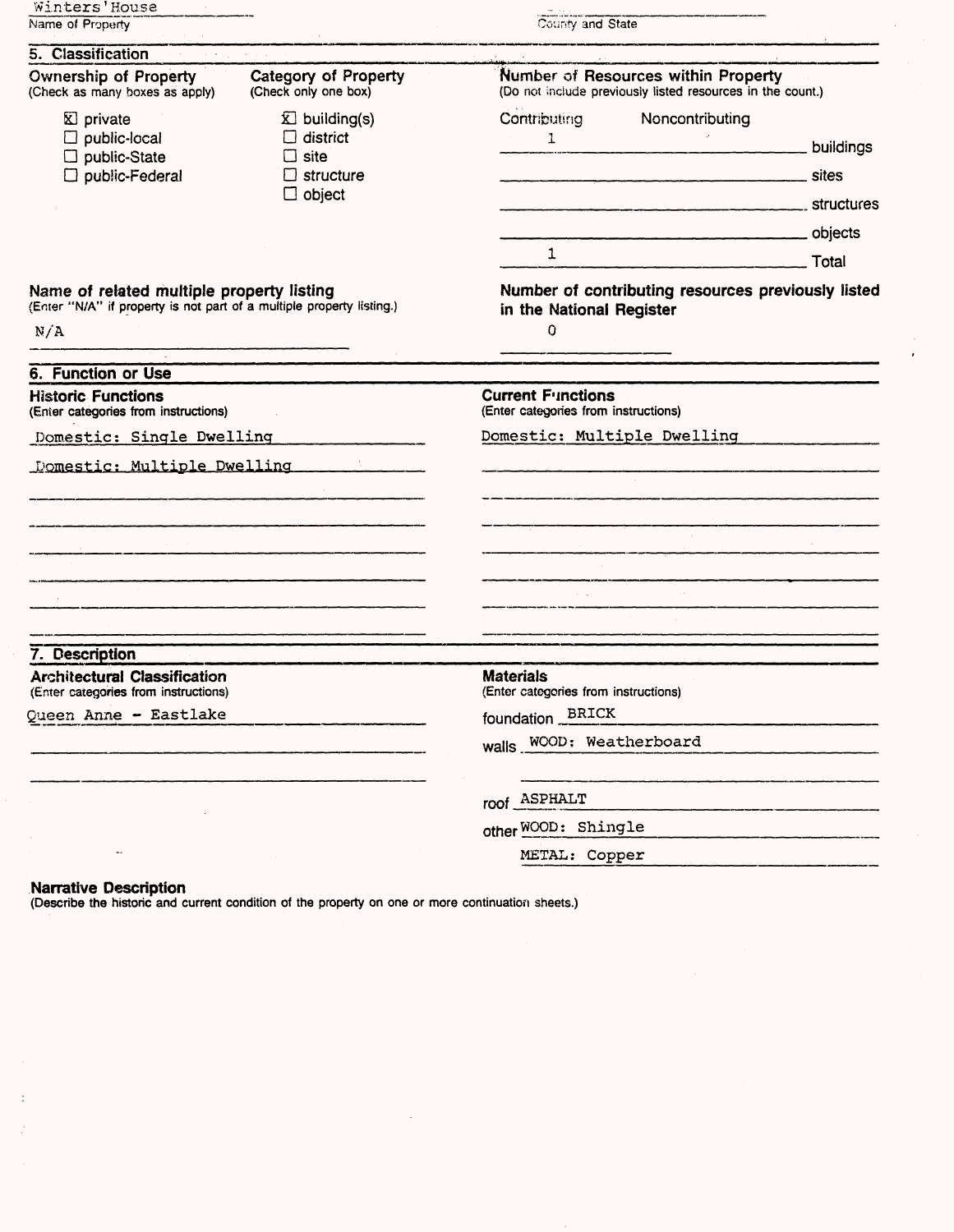Winters' House
Name of Property

County and State

## 5. Classification

**Ownership of Property** (Check as many boxes as apply)

- [x] private
- [ ] public-local
- [ ] public-State
- [ ] public-Federal

**Category of Property** (Check only one box)

- [x] building(s)
- [ ] district
- [ ] site
- [ ] structure
- [ ] object

**Number of Resources within Property** (Do not include previously listed resources in the count.)

| Contributing | Noncontributing | |
|---|---|---|
| 1 | | buildings |
| | | sites |
| | | structures |
| | | objects |
| 1 | | Total |

**Name of related multiple property listing** (Enter "N/A" if property is not part of a multiple property listing.)

N/A

**Number of contributing resources previously listed in the National Register**

0

## 6. Function or Use

**Historic Functions** (Enter categories from instructions)

Domestic: Single Dwelling
Domestic: Multiple Dwelling

**Current Functions** (Enter categories from instructions)

Domestic: Multiple Dwelling

## 7. Description

**Architectural Classification** (Enter categories from instructions)

Queen Anne - Eastlake

**Materials** (Enter categories from instructions)

foundation BRICK
walls WOOD: Weatherboard

roof ASPHALT
other WOOD: Shingle
METAL: Copper

**Narrative Description**
(Describe the historic and current condition of the property on one or more continuation sheets.)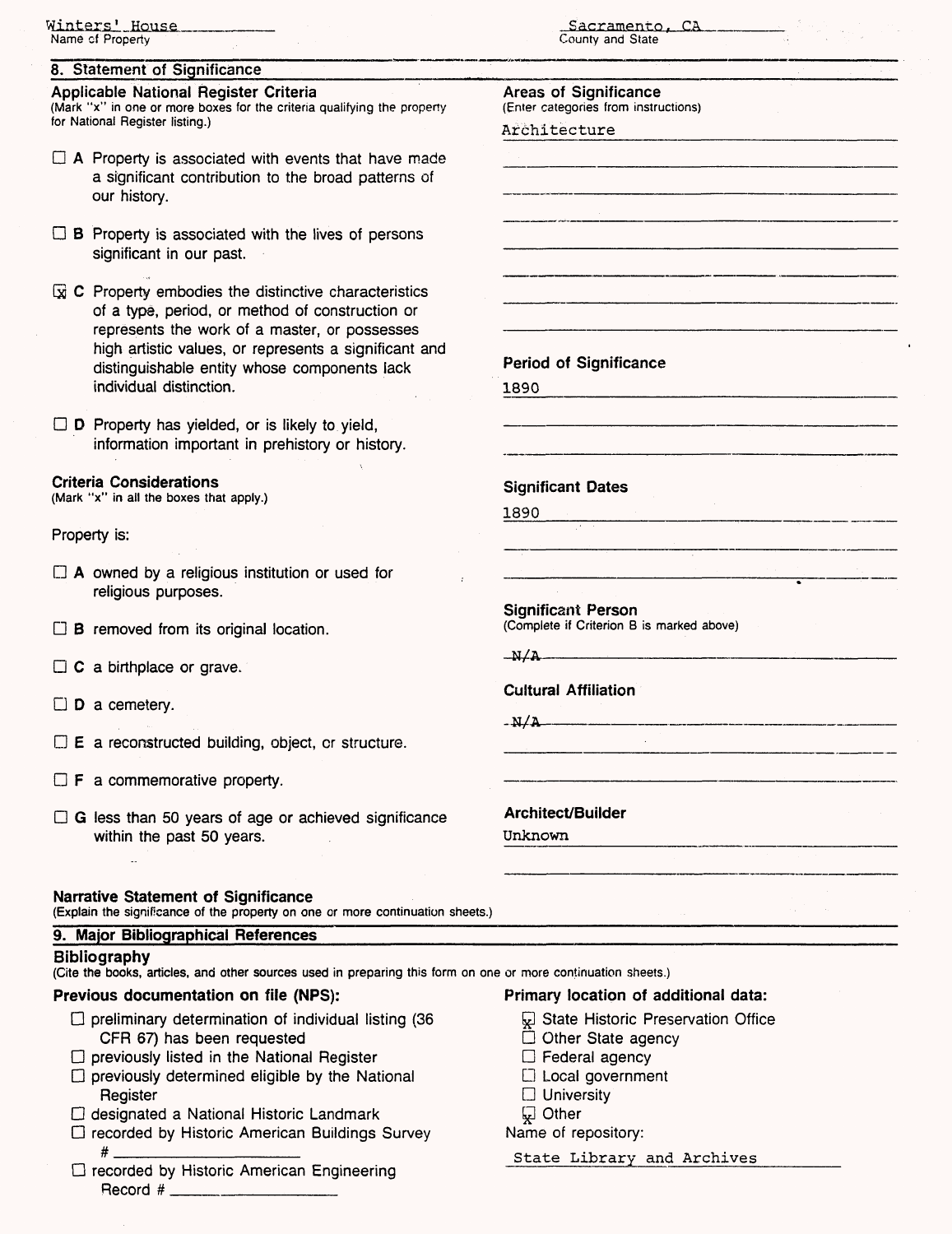Winters' House
Name of Property

Sacramento, CA
County and State

## 8. Statement of Significance

### Applicable National Register Criteria

(Mark "x" in one or more boxes for the criteria qualifying the property for National Register listing.)

- ☐ **A** Property is associated with events that have made a significant contribution to the broad patterns of our history.
- ☐ **B** Property is associated with the lives of persons significant in our past.
- ☒ **C** Property embodies the distinctive characteristics of a type, period, or method of construction or represents the work of a master, or possesses high artistic values, or represents a significant and distinguishable entity whose components lack individual distinction.
- ☐ **D** Property has yielded, or is likely to yield, information important in prehistory or history.

### Criteria Considerations

(Mark "x" in all the boxes that apply.)

Property is:

- ☐ **A** owned by a religious institution or used for religious purposes.
- ☐ **B** removed from its original location.
- ☐ **C** a birthplace or grave.
- ☐ **D** a cemetery.
- ☐ **E** a reconstructed building, object, or structure.
- ☐ **F** a commemorative property.
- ☐ **G** less than 50 years of age or achieved significance within the past 50 years.

### Areas of Significance

(Enter categories from instructions)

Architecture

### Period of Significance

1890

### Significant Dates

1890

### Significant Person

(Complete if Criterion B is marked above)

N/A

### Cultural Affiliation

N/A

### Architect/Builder

Unknown

### Narrative Statement of Significance

(Explain the significance of the property on one or more continuation sheets.)

## 9. Major Bibliographical References

### Bibliography

(Cite the books, articles, and other sources used in preparing this form on one or more continuation sheets.)

### Previous documentation on file (NPS):

- ☐ preliminary determination of individual listing (36 CFR 67) has been requested
- ☐ previously listed in the National Register
- ☐ previously determined eligible by the National Register
- ☐ designated a National Historic Landmark
- ☐ recorded by Historic American Buildings Survey # ____________
- ☐ recorded by Historic American Engineering Record # ____________

### Primary location of additional data:

- ☒ State Historic Preservation Office
- ☐ Other State agency
- ☐ Federal agency
- ☐ Local government
- ☐ University
- ☒ Other

Name of repository:

State Library and Archives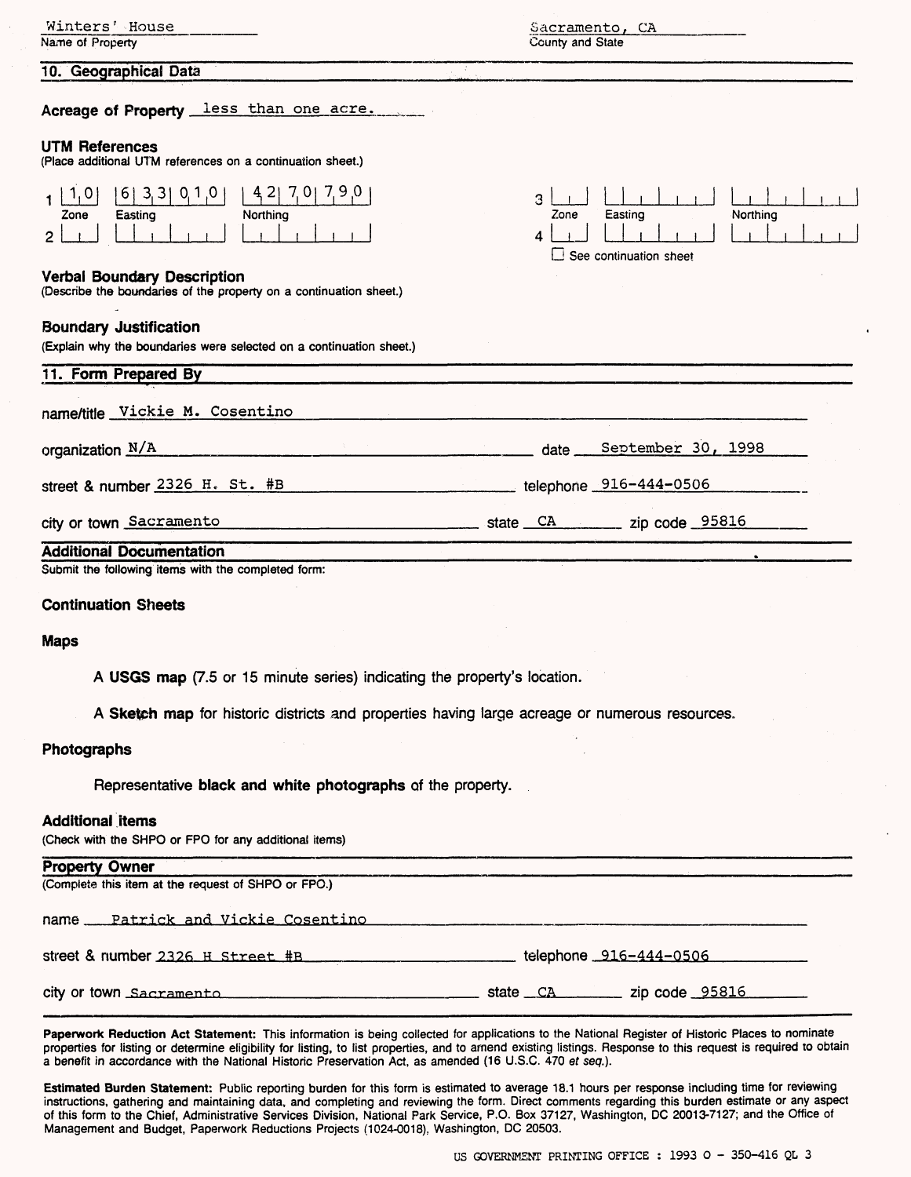Winters' House
Name of Property

Sacramento, CA
County and State

## 10. Geographical Data

**Acreage of Property** less than one acre.

**UTM References**
(Place additional UTM references on a continuation sheet.)

| | Zone | Easting | Northing |
|---|---|---|---|
| 1 | 10 | 633010 | 4270790 |
| 2 | | | |
| 3 | | | |
| 4 | | | |

☐ See continuation sheet

**Verbal Boundary Description**
(Describe the boundaries of the property on a continuation sheet.)

**Boundary Justification**
(Explain why the boundaries were selected on a continuation sheet.)

## 11. Form Prepared By

name/title Vickie M. Cosentino

organization N/A date September 30, 1998

street & number 2326 H. St. #B telephone 916-444-0506

city or town Sacramento state CA zip code 95816

## Additional Documentation

Submit the following items with the completed form:

**Continuation Sheets**

**Maps**

A **USGS map** (7.5 or 15 minute series) indicating the property's location.

A **Sketch map** for historic districts and properties having large acreage or numerous resources.

**Photographs**

Representative **black and white photographs** of the property.

**Additional items**
(Check with the SHPO or FPO for any additional items)

## Property Owner

(Complete this item at the request of SHPO or FPO.)

name Patrick and Vickie Cosentino

street & number 2326 H Street #B telephone 916-444-0506

city or town Sacramento state CA zip code 95816

**Paperwork Reduction Act Statement:** This information is being collected for applications to the National Register of Historic Places to nominate properties for listing or determine eligibility for listing, to list properties, and to amend existing listings. Response to this request is required to obtain a benefit in accordance with the National Historic Preservation Act, as amended (16 U.S.C. 470 *et seq.*).

**Estimated Burden Statement:** Public reporting burden for this form is estimated to average 18.1 hours per response including time for reviewing instructions, gathering and maintaining data, and completing and reviewing the form. Direct comments regarding this burden estimate or any aspect of this form to the Chief, Administrative Services Division, National Park Service, P.O. Box 37127, Washington, DC 20013-7127; and the Office of Management and Budget, Paperwork Reductions Projects (1024-0018), Washington, DC 20503.

US GOVERNMENT PRINTING OFFICE : 1993 O - 350-416 QL 3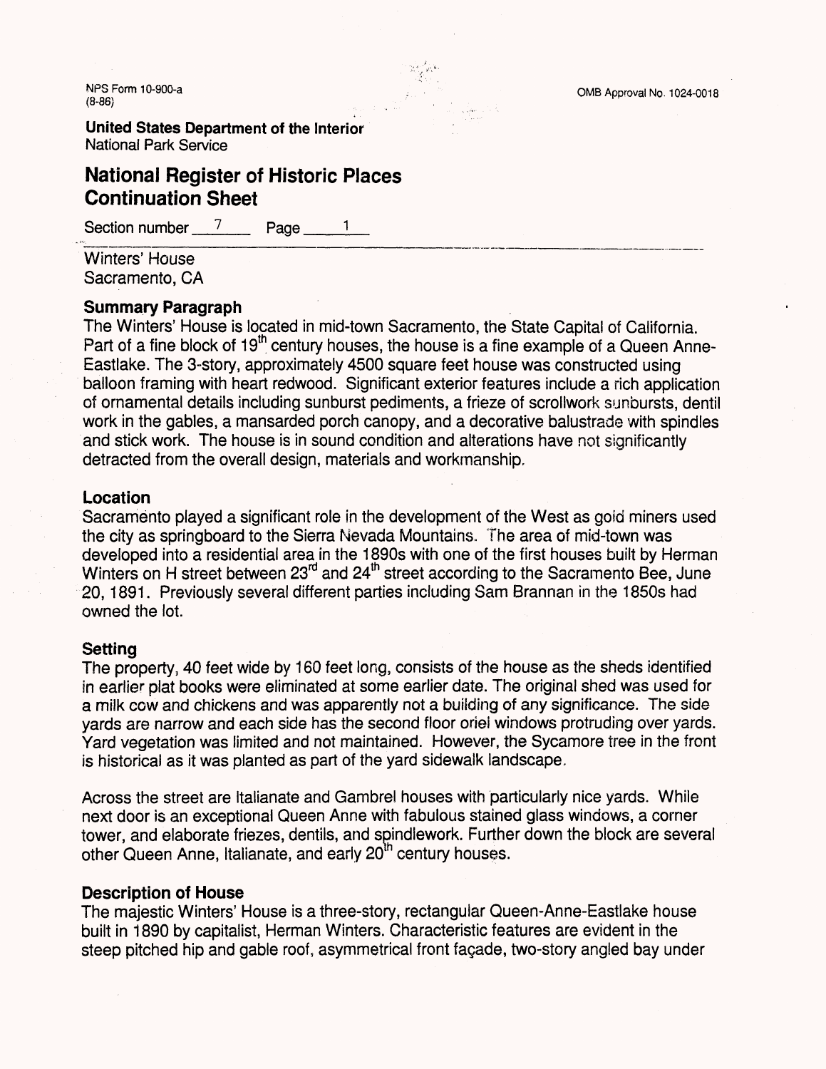NPS Form 10-900-a
(8-86)

OMB Approval No. 1024-0018

**United States Department of the Interior**
National Park Service

## National Register of Historic Places Continuation Sheet

Section number 7 Page 1

Winters' House
Sacramento, CA

### Summary Paragraph

The Winters' House is located in mid-town Sacramento, the State Capital of California. Part of a fine block of 19th century houses, the house is a fine example of a Queen Anne-Eastlake. The 3-story, approximately 4500 square feet house was constructed using balloon framing with heart redwood. Significant exterior features include a rich application of ornamental details including sunburst pediments, a frieze of scrollwork sunbursts, dentil work in the gables, a mansarded porch canopy, and a decorative balustrade with spindles and stick work. The house is in sound condition and alterations have not significantly detracted from the overall design, materials and workmanship.

### Location

Sacramento played a significant role in the development of the West as gold miners used the city as springboard to the Sierra Nevada Mountains. The area of mid-town was developed into a residential area in the 1890s with one of the first houses built by Herman Winters on H street between 23rd and 24th street according to the Sacramento Bee, June 20, 1891. Previously several different parties including Sam Brannan in the 1850s had owned the lot.

### Setting

The property, 40 feet wide by 160 feet long, consists of the house as the sheds identified in earlier plat books were eliminated at some earlier date. The original shed was used for a milk cow and chickens and was apparently not a building of any significance. The side yards are narrow and each side has the second floor oriel windows protruding over yards. Yard vegetation was limited and not maintained. However, the Sycamore tree in the front is historical as it was planted as part of the yard sidewalk landscape.

Across the street are Italianate and Gambrel houses with particularly nice yards. While next door is an exceptional Queen Anne with fabulous stained glass windows, a corner tower, and elaborate friezes, dentils, and spindlework. Further down the block are several other Queen Anne, Italianate, and early 20th century houses.

### Description of House

The majestic Winters' House is a three-story, rectangular Queen-Anne-Eastlake house built in 1890 by capitalist, Herman Winters. Characteristic features are evident in the steep pitched hip and gable roof, asymmetrical front façade, two-story angled bay under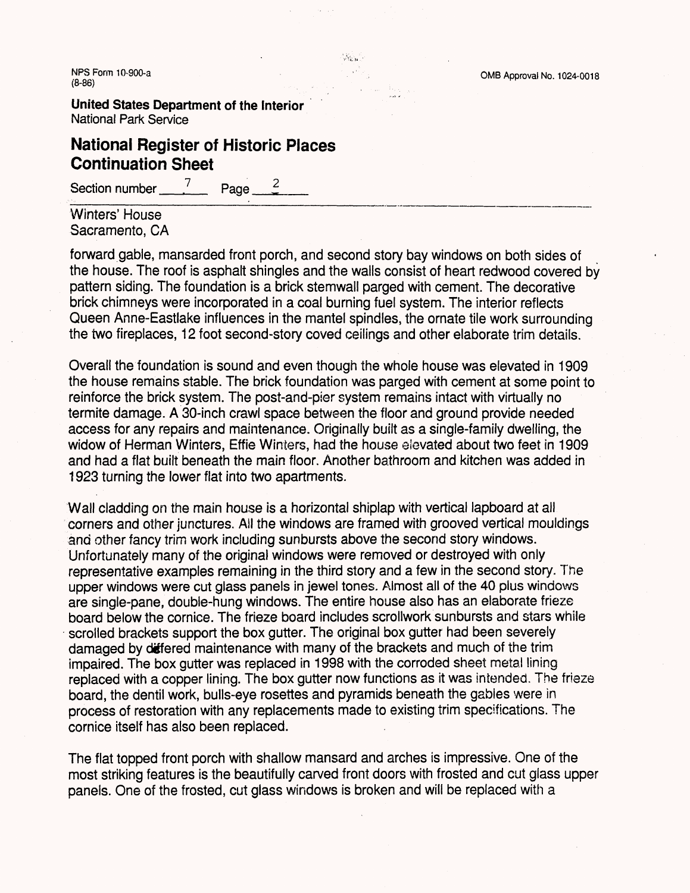Winters' House
Sacramento, CA

forward gable, mansarded front porch, and second story bay windows on both sides of the house. The roof is asphalt shingles and the walls consist of heart redwood covered by pattern siding. The foundation is a brick stemwall parged with cement. The decorative brick chimneys were incorporated in a coal burning fuel system. The interior reflects Queen Anne-Eastlake influences in the mantel spindles, the ornate tile work surrounding the two fireplaces, 12 foot second-story coved ceilings and other elaborate trim details.

Overall the foundation is sound and even though the whole house was elevated in 1909 the house remains stable. The brick foundation was parged with cement at some point to reinforce the brick system. The post-and-pier system remains intact with virtually no termite damage. A 30-inch crawl space between the floor and ground provide needed access for any repairs and maintenance. Originally built as a single-family dwelling, the widow of Herman Winters, Effie Winters, had the house elevated about two feet in 1909 and had a flat built beneath the main floor. Another bathroom and kitchen was added in 1923 turning the lower flat into two apartments.

Wall cladding on the main house is a horizontal shiplap with vertical lapboard at all corners and other junctures. All the windows are framed with grooved vertical mouldings and other fancy trim work including sunbursts above the second story windows. Unfortunately many of the original windows were removed or destroyed with only representative examples remaining in the third story and a few in the second story. The upper windows were cut glass panels in jewel tones. Almost all of the 40 plus windows are single-pane, double-hung windows. The entire house also has an elaborate frieze board below the cornice. The frieze board includes scrollwork sunbursts and stars while scrolled brackets support the box gutter. The original box gutter had been severely damaged by differed maintenance with many of the brackets and much of the trim impaired. The box gutter was replaced in 1998 with the corroded sheet metal lining replaced with a copper lining. The box gutter now functions as it was intended. The frieze board, the dentil work, bulls-eye rosettes and pyramids beneath the gables were in process of restoration with any replacements made to existing trim specifications. The cornice itself has also been replaced.

The flat topped front porch with shallow mansard and arches is impressive. One of the most striking features is the beautifully carved front doors with frosted and cut glass upper panels. One of the frosted, cut glass windows is broken and will be replaced with a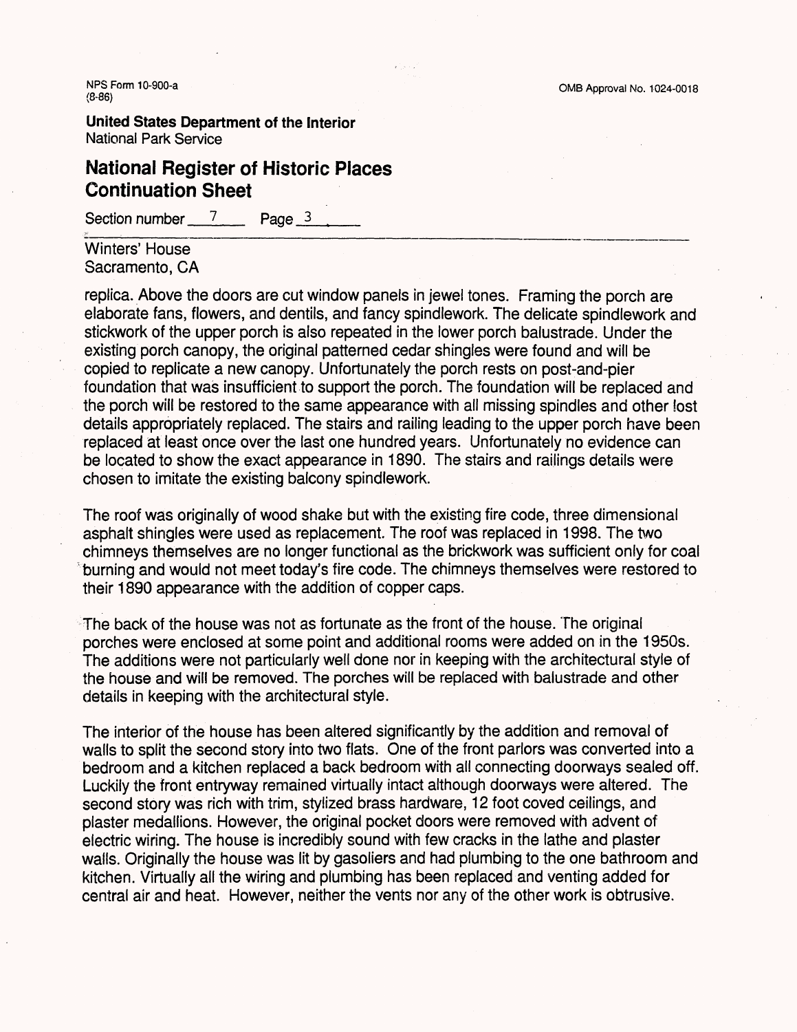Winters' House
Sacramento, CA

replica. Above the doors are cut window panels in jewel tones. Framing the porch are elaborate fans, flowers, and dentils, and fancy spindlework. The delicate spindlework and stickwork of the upper porch is also repeated in the lower porch balustrade. Under the existing porch canopy, the original patterned cedar shingles were found and will be copied to replicate a new canopy. Unfortunately the porch rests on post-and-pier foundation that was insufficient to support the porch. The foundation will be replaced and the porch will be restored to the same appearance with all missing spindles and other lost details appropriately replaced. The stairs and railing leading to the upper porch have been replaced at least once over the last one hundred years. Unfortunately no evidence can be located to show the exact appearance in 1890. The stairs and railings details were chosen to imitate the existing balcony spindlework.

The roof was originally of wood shake but with the existing fire code, three dimensional asphalt shingles were used as replacement. The roof was replaced in 1998. The two chimneys themselves are no longer functional as the brickwork was sufficient only for coal burning and would not meet today's fire code. The chimneys themselves were restored to their 1890 appearance with the addition of copper caps.

The back of the house was not as fortunate as the front of the house. The original porches were enclosed at some point and additional rooms were added on in the 1950s. The additions were not particularly well done nor in keeping with the architectural style of the house and will be removed. The porches will be replaced with balustrade and other details in keeping with the architectural style.

The interior of the house has been altered significantly by the addition and removal of walls to split the second story into two flats. One of the front parlors was converted into a bedroom and a kitchen replaced a back bedroom with all connecting doorways sealed off. Luckily the front entryway remained virtually intact although doorways were altered. The second story was rich with trim, stylized brass hardware, 12 foot coved ceilings, and plaster medallions. However, the original pocket doors were removed with advent of electric wiring. The house is incredibly sound with few cracks in the lathe and plaster walls. Originally the house was lit by gasoliers and had plumbing to the one bathroom and kitchen. Virtually all the wiring and plumbing has been replaced and venting added for central air and heat. However, neither the vents nor any of the other work is obtrusive.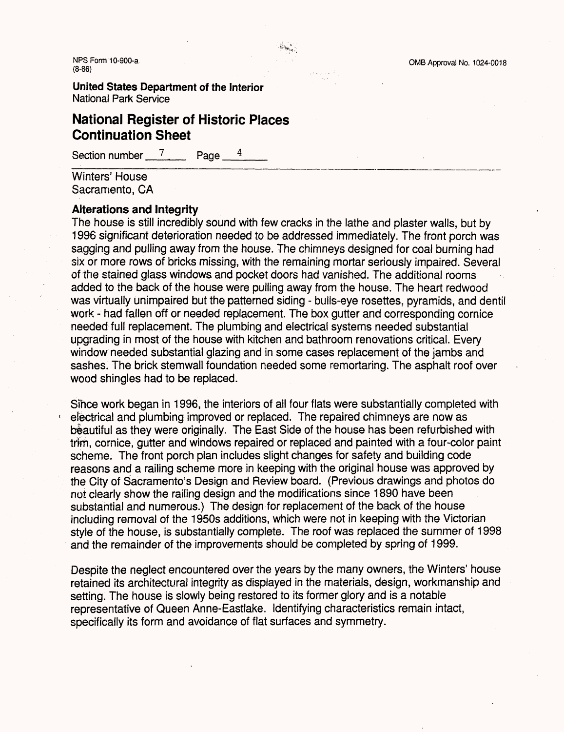NPS Form 10-900-a
(8-86)

OMB Approval No. 1024-0018

**United States Department of the Interior**
National Park Service

## National Register of Historic Places Continuation Sheet

Section number 7 Page 4

Winters' House
Sacramento, CA

### Alterations and Integrity

The house is still incredibly sound with few cracks in the lathe and plaster walls, but by 1996 significant deterioration needed to be addressed immediately. The front porch was sagging and pulling away from the house. The chimneys designed for coal burning had six or more rows of bricks missing, with the remaining mortar seriously impaired. Several of the stained glass windows and pocket doors had vanished. The additional rooms added to the back of the house were pulling away from the house. The heart redwood was virtually unimpaired but the patterned siding - bulls-eye rosettes, pyramids, and dentil work - had fallen off or needed replacement. The box gutter and corresponding cornice needed full replacement. The plumbing and electrical systems needed substantial upgrading in most of the house with kitchen and bathroom renovations critical. Every window needed substantial glazing and in some cases replacement of the jambs and sashes. The brick stemwall foundation needed some remortaring. The asphalt roof over wood shingles had to be replaced.

Since work began in 1996, the interiors of all four flats were substantially completed with electrical and plumbing improved or replaced. The repaired chimneys are now as beautiful as they were originally. The East Side of the house has been refurbished with trim, cornice, gutter and windows repaired or replaced and painted with a four-color paint scheme. The front porch plan includes slight changes for safety and building code reasons and a railing scheme more in keeping with the original house was approved by the City of Sacramento's Design and Review board. (Previous drawings and photos do not clearly show the railing design and the modifications since 1890 have been substantial and numerous.) The design for replacement of the back of the house including removal of the 1950s additions, which were not in keeping with the Victorian style of the house, is substantially complete. The roof was replaced the summer of 1998 and the remainder of the improvements should be completed by spring of 1999.

Despite the neglect encountered over the years by the many owners, the Winters' house retained its architectural integrity as displayed in the materials, design, workmanship and setting. The house is slowly being restored to its former glory and is a notable representative of Queen Anne-Eastlake. Identifying characteristics remain intact, specifically its form and avoidance of flat surfaces and symmetry.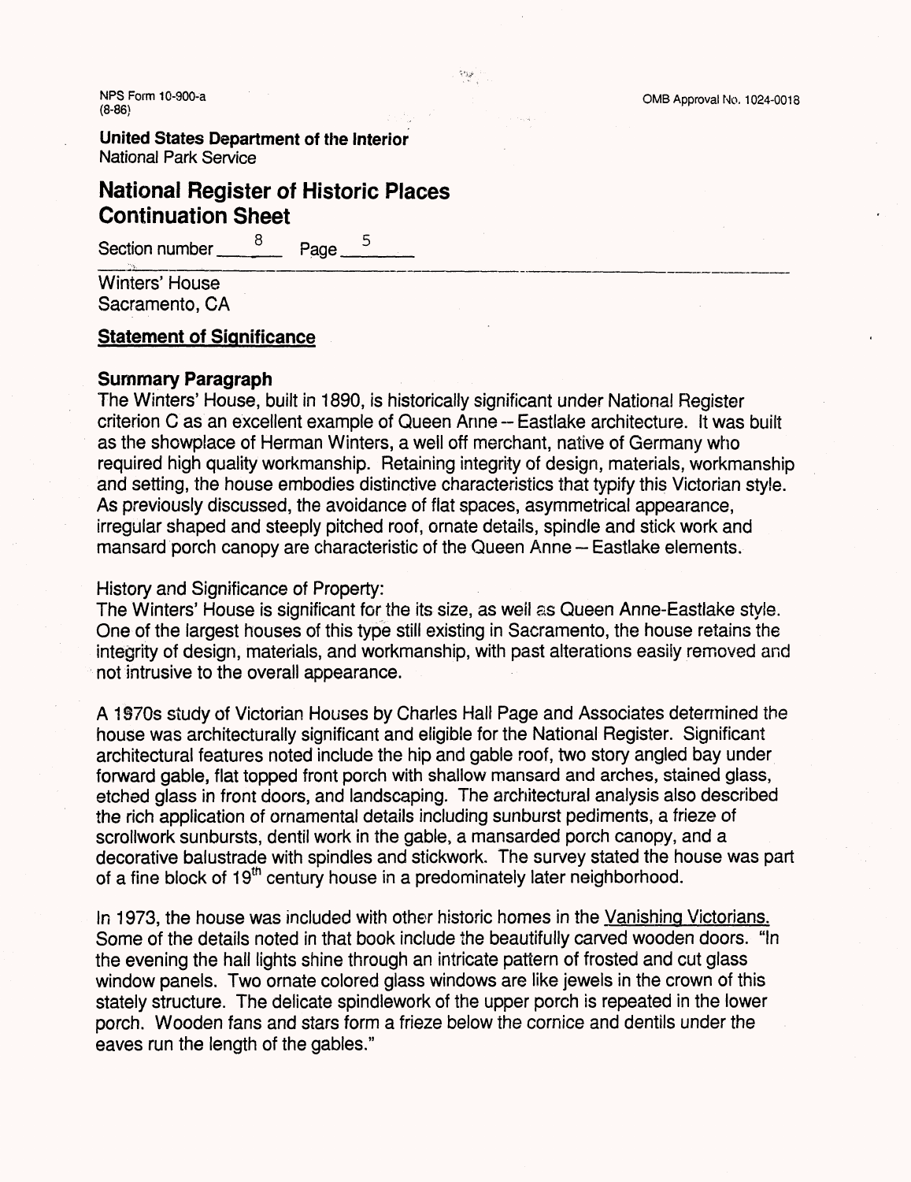NPS Form 10-900-a
(8-86)

OMB Approval No. 1024-0018

**United States Department of the Interior**
National Park Service

## National Register of Historic Places Continuation Sheet

Section number 8 Page 5

Winters' House
Sacramento, CA

### Statement of Significance

**Summary Paragraph**

The Winters' House, built in 1890, is historically significant under National Register criterion C as an excellent example of Queen Anne -- Eastlake architecture. It was built as the showplace of Herman Winters, a well off merchant, native of Germany who required high quality workmanship. Retaining integrity of design, materials, workmanship and setting, the house embodies distinctive characteristics that typify this Victorian style. As previously discussed, the avoidance of flat spaces, asymmetrical appearance, irregular shaped and steeply pitched roof, ornate details, spindle and stick work and mansard porch canopy are characteristic of the Queen Anne -- Eastlake elements.

History and Significance of Property:

The Winters' House is significant for the its size, as well as Queen Anne-Eastlake style. One of the largest houses of this type still existing in Sacramento, the house retains the integrity of design, materials, and workmanship, with past alterations easily removed and not intrusive to the overall appearance.

A 1970s study of Victorian Houses by Charles Hall Page and Associates determined the house was architecturally significant and eligible for the National Register. Significant architectural features noted include the hip and gable roof, two story angled bay under forward gable, flat topped front porch with shallow mansard and arches, stained glass, etched glass in front doors, and landscaping. The architectural analysis also described the rich application of ornamental details including sunburst pediments, a frieze of scrollwork sunbursts, dentil work in the gable, a mansarded porch canopy, and a decorative balustrade with spindles and stickwork. The survey stated the house was part of a fine block of 19th century house in a predominately later neighborhood.

In 1973, the house was included with other historic homes in the Vanishing Victorians. Some of the details noted in that book include the beautifully carved wooden doors. "In the evening the hall lights shine through an intricate pattern of frosted and cut glass window panels. Two ornate colored glass windows are like jewels in the crown of this stately structure. The delicate spindlework of the upper porch is repeated in the lower porch. Wooden fans and stars form a frieze below the cornice and dentils under the eaves run the length of the gables."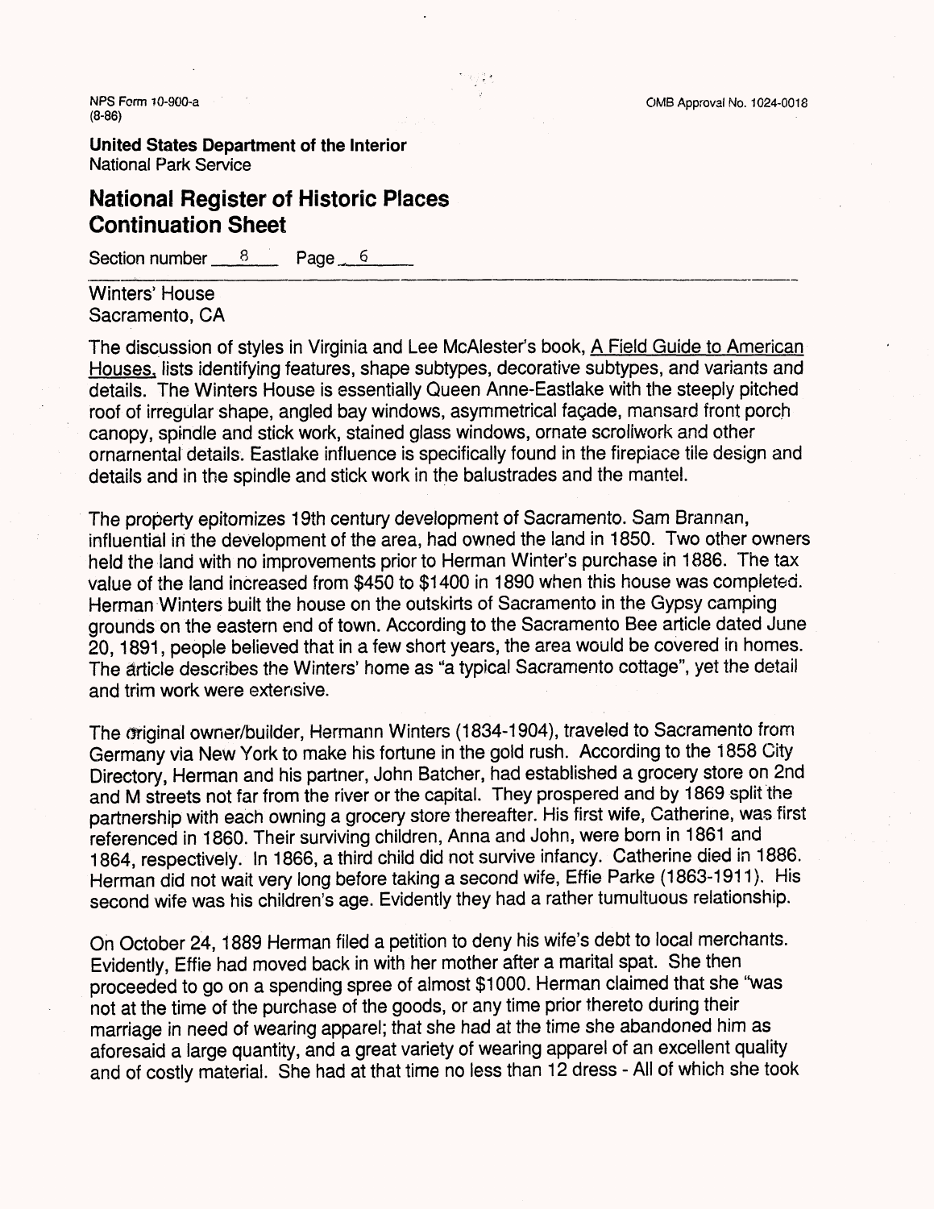**United States Department of the Interior**
National Park Service

## National Register of Historic Places Continuation Sheet

Section number 8 Page 6

Winters' House
Sacramento, CA

The discussion of styles in Virginia and Lee McAlester's book, A Field Guide to American Houses, lists identifying features, shape subtypes, decorative subtypes, and variants and details. The Winters House is essentially Queen Anne-Eastlake with the steeply pitched roof of irregular shape, angled bay windows, asymmetrical façade, mansard front porch canopy, spindle and stick work, stained glass windows, ornate scrollwork and other ornamental details. Eastlake influence is specifically found in the fireplace tile design and details and in the spindle and stick work in the balustrades and the mantel.

The property epitomizes 19th century development of Sacramento. Sam Brannan, influential in the development of the area, had owned the land in 1850. Two other owners held the land with no improvements prior to Herman Winter's purchase in 1886. The tax value of the land increased from $450 to $1400 in 1890 when this house was completed. Herman Winters built the house on the outskirts of Sacramento in the Gypsy camping grounds on the eastern end of town. According to the Sacramento Bee article dated June 20, 1891, people believed that in a few short years, the area would be covered in homes. The article describes the Winters' home as "a typical Sacramento cottage", yet the detail and trim work were extensive.

The original owner/builder, Hermann Winters (1834-1904), traveled to Sacramento from Germany via New York to make his fortune in the gold rush. According to the 1858 City Directory, Herman and his partner, John Batcher, had established a grocery store on 2nd and M streets not far from the river or the capital. They prospered and by 1869 split the partnership with each owning a grocery store thereafter. His first wife, Catherine, was first referenced in 1860. Their surviving children, Anna and John, were born in 1861 and 1864, respectively. In 1866, a third child did not survive infancy. Catherine died in 1886. Herman did not wait very long before taking a second wife, Effie Parke (1863-1911). His second wife was his children's age. Evidently they had a rather tumultuous relationship.

On October 24, 1889 Herman filed a petition to deny his wife's debt to local merchants. Evidently, Effie had moved back in with her mother after a marital spat. She then proceeded to go on a spending spree of almost $1000. Herman claimed that she "was not at the time of the purchase of the goods, or any time prior thereto during their marriage in need of wearing apparel; that she had at the time she abandoned him as aforesaid a large quantity, and a great variety of wearing apparel of an excellent quality and of costly material. She had at that time no less than 12 dress - All of which she took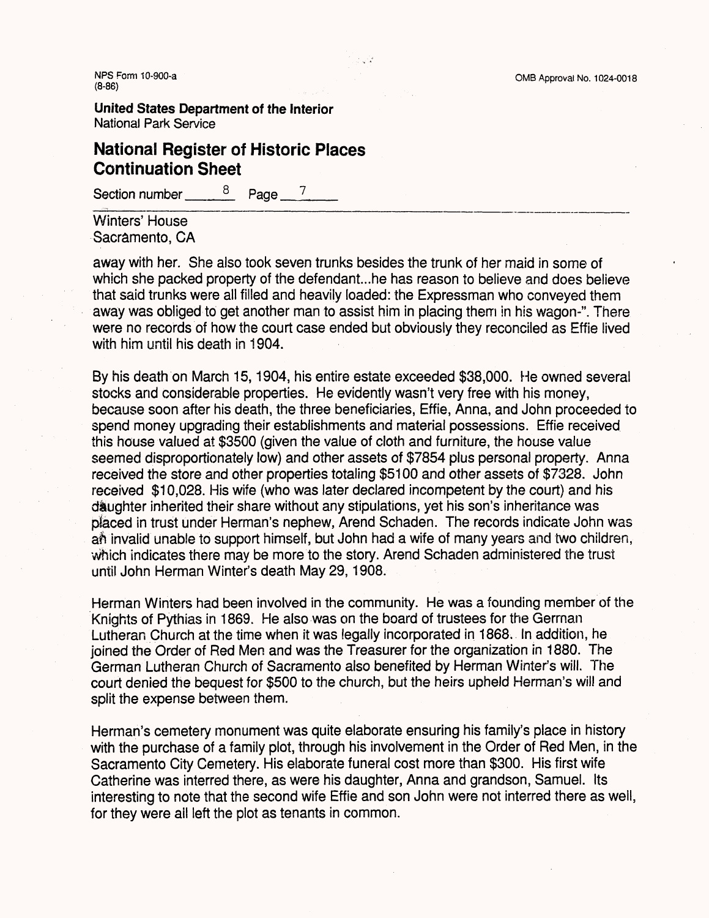NPS Form 10-900-a
(8-86)

OMB Approval No. 1024-0018

**United States Department of the Interior**
National Park Service

## National Register of Historic Places Continuation Sheet

Section number 8 Page 7

Winters' House
Sacramento, CA

away with her. She also took seven trunks besides the trunk of her maid in some of which she packed property of the defendant...he has reason to believe and does believe that said trunks were all filled and heavily loaded: the Expressman who conveyed them away was obliged to get another man to assist him in placing them in his wagon-". There were no records of how the court case ended but obviously they reconciled as Effie lived with him until his death in 1904.

By his death on March 15, 1904, his entire estate exceeded $38,000. He owned several stocks and considerable properties. He evidently wasn't very free with his money, because soon after his death, the three beneficiaries, Effie, Anna, and John proceeded to spend money upgrading their establishments and material possessions. Effie received this house valued at $3500 (given the value of cloth and furniture, the house value seemed disproportionately low) and other assets of $7854 plus personal property. Anna received the store and other properties totaling $5100 and other assets of $7328. John received $10,028. His wife (who was later declared incompetent by the court) and his daughter inherited their share without any stipulations, yet his son's inheritance was placed in trust under Herman's nephew, Arend Schaden. The records indicate John was an invalid unable to support himself, but John had a wife of many years and two children, which indicates there may be more to the story. Arend Schaden administered the trust until John Herman Winter's death May 29, 1908.

Herman Winters had been involved in the community. He was a founding member of the Knights of Pythias in 1869. He also was on the board of trustees for the German Lutheran Church at the time when it was legally incorporated in 1868. In addition, he joined the Order of Red Men and was the Treasurer for the organization in 1880. The German Lutheran Church of Sacramento also benefited by Herman Winter's will. The court denied the bequest for $500 to the church, but the heirs upheld Herman's will and split the expense between them.

Herman's cemetery monument was quite elaborate ensuring his family's place in history with the purchase of a family plot, through his involvement in the Order of Red Men, in the Sacramento City Cemetery. His elaborate funeral cost more than $300. His first wife Catherine was interred there, as were his daughter, Anna and grandson, Samuel. Its interesting to note that the second wife Effie and son John were not interred there as well, for they were all left the plot as tenants in common.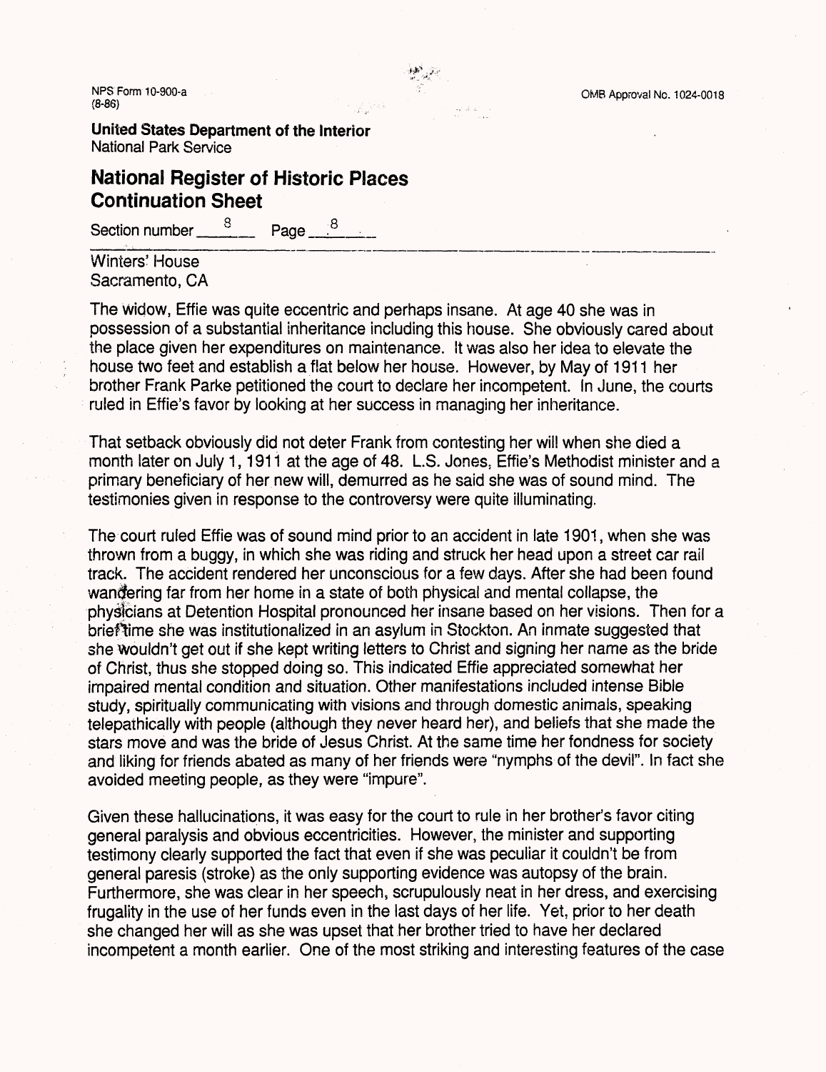NPS Form 10-900-a
(8-86)

OMB Approval No. 1024-0018

**United States Department of the Interior**
National Park Service

## National Register of Historic Places Continuation Sheet

Section number 8 Page 8

Winters' House
Sacramento, CA

The widow, Effie was quite eccentric and perhaps insane. At age 40 she was in possession of a substantial inheritance including this house. She obviously cared about the place given her expenditures on maintenance. It was also her idea to elevate the house two feet and establish a flat below her house. However, by May of 1911 her brother Frank Parke petitioned the court to declare her incompetent. In June, the courts ruled in Effie's favor by looking at her success in managing her inheritance.

That setback obviously did not deter Frank from contesting her will when she died a month later on July 1, 1911 at the age of 48. L.S. Jones, Effie's Methodist minister and a primary beneficiary of her new will, demurred as he said she was of sound mind. The testimonies given in response to the controversy were quite illuminating.

The court ruled Effie was of sound mind prior to an accident in late 1901, when she was thrown from a buggy, in which she was riding and struck her head upon a street car rail track. The accident rendered her unconscious for a few days. After she had been found wandering far from her home in a state of both physical and mental collapse, the physicians at Detention Hospital pronounced her insane based on her visions. Then for a brief time she was institutionalized in an asylum in Stockton. An inmate suggested that she wouldn't get out if she kept writing letters to Christ and signing her name as the bride of Christ, thus she stopped doing so. This indicated Effie appreciated somewhat her impaired mental condition and situation. Other manifestations included intense Bible study, spiritually communicating with visions and through domestic animals, speaking telepathically with people (although they never heard her), and beliefs that she made the stars move and was the bride of Jesus Christ. At the same time her fondness for society and liking for friends abated as many of her friends were "nymphs of the devil". In fact she avoided meeting people, as they were "impure".

Given these hallucinations, it was easy for the court to rule in her brother's favor citing general paralysis and obvious eccentricities. However, the minister and supporting testimony clearly supported the fact that even if she was peculiar it couldn't be from general paresis (stroke) as the only supporting evidence was autopsy of the brain. Furthermore, she was clear in her speech, scrupulously neat in her dress, and exercising frugality in the use of her funds even in the last days of her life. Yet, prior to her death she changed her will as she was upset that her brother tried to have her declared incompetent a month earlier. One of the most striking and interesting features of the case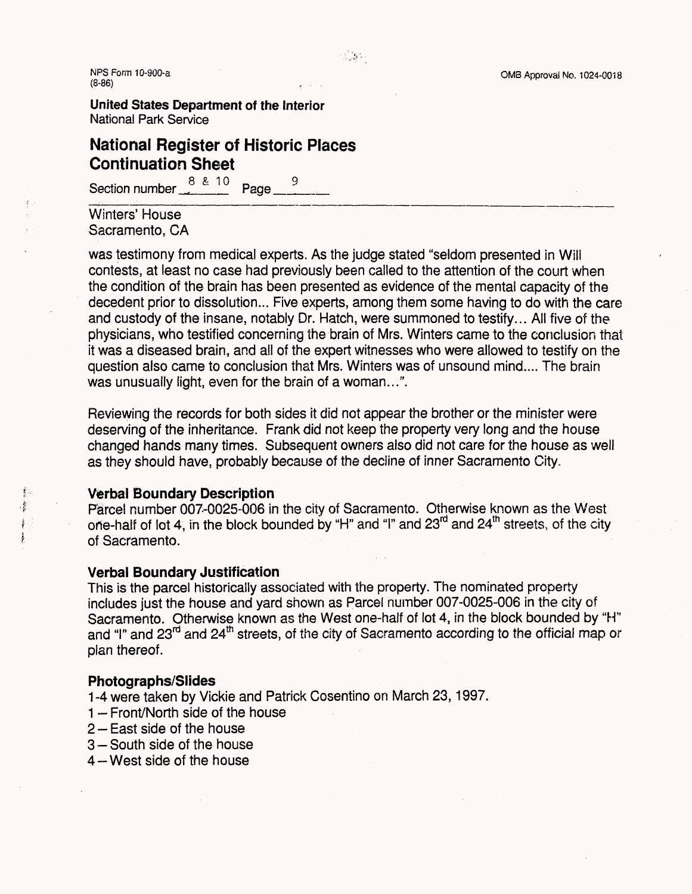was testimony from medical experts. As the judge stated "seldom presented in Will contests, at least no case had previously been called to the attention of the court when the condition of the brain has been presented as evidence of the mental capacity of the decedent prior to dissolution... Five experts, among them some having to do with the care and custody of the insane, notably Dr. Hatch, were summoned to testify... All five of the physicians, who testified concerning the brain of Mrs. Winters came to the conclusion that it was a diseased brain, and all of the expert witnesses who were allowed to testify on the question also came to conclusion that Mrs. Winters was of unsound mind.... The brain was unusually light, even for the brain of a woman...".

Reviewing the records for both sides it did not appear the brother or the minister were deserving of the inheritance. Frank did not keep the property very long and the house changed hands many times. Subsequent owners also did not care for the house as well as they should have, probably because of the decline of inner Sacramento City.

### Verbal Boundary Description

Parcel number 007-0025-006 in the city of Sacramento. Otherwise known as the West one-half of lot 4, in the block bounded by "H" and "I" and 23rd and 24th streets, of the city of Sacramento.

### Verbal Boundary Justification

This is the parcel historically associated with the property. The nominated property includes just the house and yard shown as Parcel number 007-0025-006 in the city of Sacramento. Otherwise known as the West one-half of lot 4, in the block bounded by "H" and "I" and 23rd and 24th streets, of the city of Sacramento according to the official map or plan thereof.

### Photographs/Slides

1-4 were taken by Vickie and Patrick Cosentino on March 23, 1997.
1 – Front/North side of the house
2 – East side of the house
3 – South side of the house
4 – West side of the house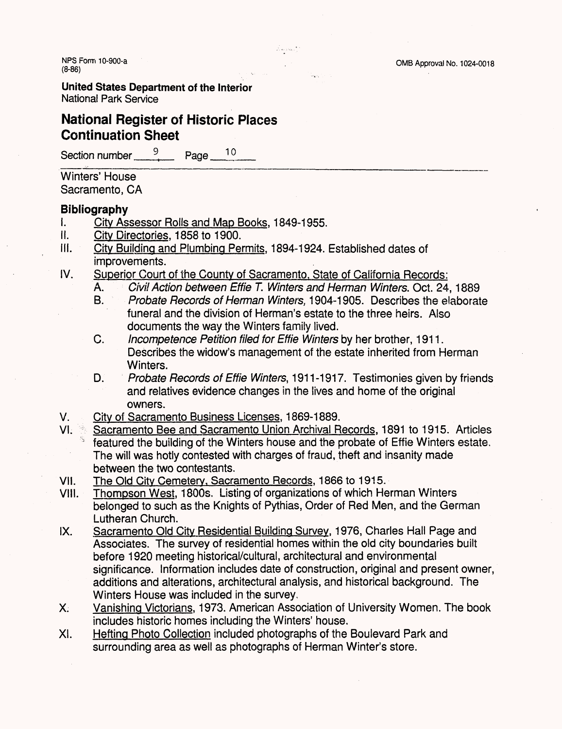NPS Form 10-900-a
(8-86)

OMB Approval No. 1024-0018

**United States Department of the Interior**
National Park Service

## National Register of Historic Places Continuation Sheet

Section number 9 Page 10

Winters' House
Sacramento, CA

### Bibliography

I. City Assessor Rolls and Map Books, 1849-1955.
II. City Directories, 1858 to 1900.
III. City Building and Plumbing Permits, 1894-1924. Established dates of improvements.
IV. Superior Court of the County of Sacramento, State of California Records:
    - A. *Civil Action between Effie T. Winters and Herman Winters.* Oct. 24, 1889
    - B. *Probate Records of Herman Winters,* 1904-1905. Describes the elaborate funeral and the division of Herman's estate to the three heirs. Also documents the way the Winters family lived.
    - C. *Incompetence Petition filed for Effie Winters* by her brother, 1911. Describes the widow's management of the estate inherited from Herman Winters.
    - D. *Probate Records of Effie Winters*, 1911-1917. Testimonies given by friends and relatives evidence changes in the lives and home of the original owners.
V. City of Sacramento Business Licenses, 1869-1889.
VI. Sacramento Bee and Sacramento Union Archival Records, 1891 to 1915. Articles featured the building of the Winters house and the probate of Effie Winters estate. The will was hotly contested with charges of fraud, theft and insanity made between the two contestants.
VII. The Old City Cemetery, Sacramento Records, 1866 to 1915.
VIII. Thompson West, 1800s. Listing of organizations of which Herman Winters belonged to such as the Knights of Pythias, Order of Red Men, and the German Lutheran Church.
IX. Sacramento Old City Residential Building Survey, 1976, Charles Hall Page and Associates. The survey of residential homes within the old city boundaries built before 1920 meeting historical/cultural, architectural and environmental significance. Information includes date of construction, original and present owner, additions and alterations, architectural analysis, and historical background. The Winters House was included in the survey.
X. Vanishing Victorians, 1973. American Association of University Women. The book includes historic homes including the Winters' house.
XI. Hefting Photo Collection included photographs of the Boulevard Park and surrounding area as well as photographs of Herman Winter's store.